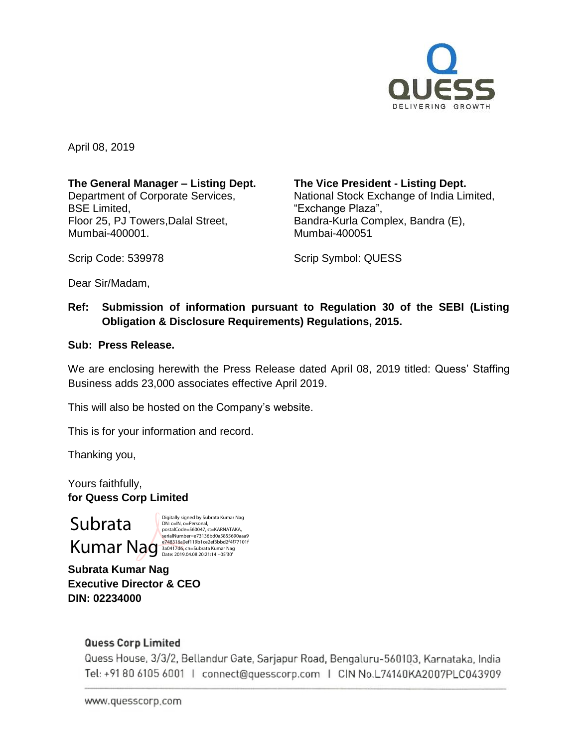April 08, 2019

**The General Manager – Listing Dept.**
Department of Corporate Services,
BSE Limited,
Floor 25, PJ Towers,Dalal Street,
Mumbai-400001.

Scrip Code: 539978

**The Vice President - Listing Dept.**
National Stock Exchange of India Limited,
"Exchange Plaza",
Bandra-Kurla Complex, Bandra (E),
Mumbai-400051

Scrip Symbol: QUESS

Dear Sir/Madam,

**Ref: Submission of information pursuant to Regulation 30 of the SEBI (Listing Obligation & Disclosure Requirements) Regulations, 2015.**

**Sub: Press Release.**

We are enclosing herewith the Press Release dated April 08, 2019 titled: Quess' Staffing Business adds 23,000 associates effective April 2019.

This will also be hosted on the Company's website.

This is for your information and record.

Thanking you,

Yours faithfully,
**for Quess Corp Limited**

Subrata Kumar Nag

Digitally signed by Subrata Kumar Nag
DN: c=IN, o=Personal, postalCode=560047, st=KARNATAKA, serialNumber=e73136bd0a5855690aaa9e748316a0ef119b1ce2ef3bbd2f4f77101f3a0417d6, cn=Subrata Kumar Nag
Date: 2019.04.08 20:21:14 +05'30'

**Subrata Kumar Nag**
**Executive Director & CEO**
**DIN: 02234000**

**Quess Corp Limited**
Quess House, 3/3/2, Bellandur Gate, Sarjapur Road, Bengaluru-560103, Karnataka, India
Tel: +91 80 6105 6001 | connect@quesscorp.com | CIN No.L74140KA2007PLC043909

www.quesscorp.com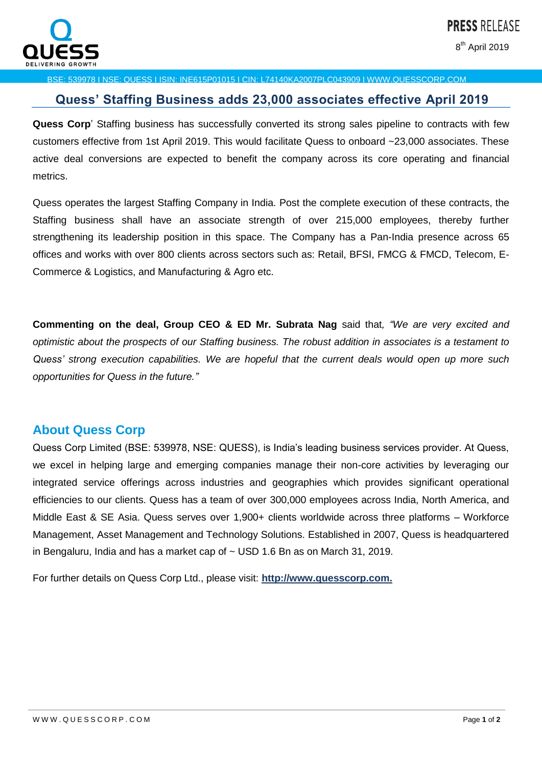PRESS RELEASE

8th April 2019

BSE: 539978 I NSE: QUESS I ISIN: INE615P01015 I CIN: L74140KA2007PLC043909 I WWW.QUESSCORP.COM

## Quess' Staffing Business adds 23,000 associates effective April 2019

**Quess Corp**' Staffing business has successfully converted its strong sales pipeline to contracts with few customers effective from 1st April 2019. This would facilitate Quess to onboard ~23,000 associates. These active deal conversions are expected to benefit the company across its core operating and financial metrics.

Quess operates the largest Staffing Company in India. Post the complete execution of these contracts, the Staffing business shall have an associate strength of over 215,000 employees, thereby further strengthening its leadership position in this space. The Company has a Pan-India presence across 65 offices and works with over 800 clients across sectors such as: Retail, BFSI, FMCG & FMCD, Telecom, E-Commerce & Logistics, and Manufacturing & Agro etc.

**Commenting on the deal, Group CEO & ED Mr. Subrata Nag** said that*, "We are very excited and optimistic about the prospects of our Staffing business. The robust addition in associates is a testament to Quess' strong execution capabilities. We are hopeful that the current deals would open up more such opportunities for Quess in the future."*

## About Quess Corp

Quess Corp Limited (BSE: 539978, NSE: QUESS), is India's leading business services provider. At Quess, we excel in helping large and emerging companies manage their non-core activities by leveraging our integrated service offerings across industries and geographies which provides significant operational efficiencies to our clients. Quess has a team of over 300,000 employees across India, North America, and Middle East & SE Asia. Quess serves over 1,900+ clients worldwide across three platforms – Workforce Management, Asset Management and Technology Solutions. Established in 2007, Quess is headquartered in Bengaluru, India and has a market cap of ~ USD 1.6 Bn as on March 31, 2019.

For further details on Quess Corp Ltd., please visit: **http://www.quesscorp.com.**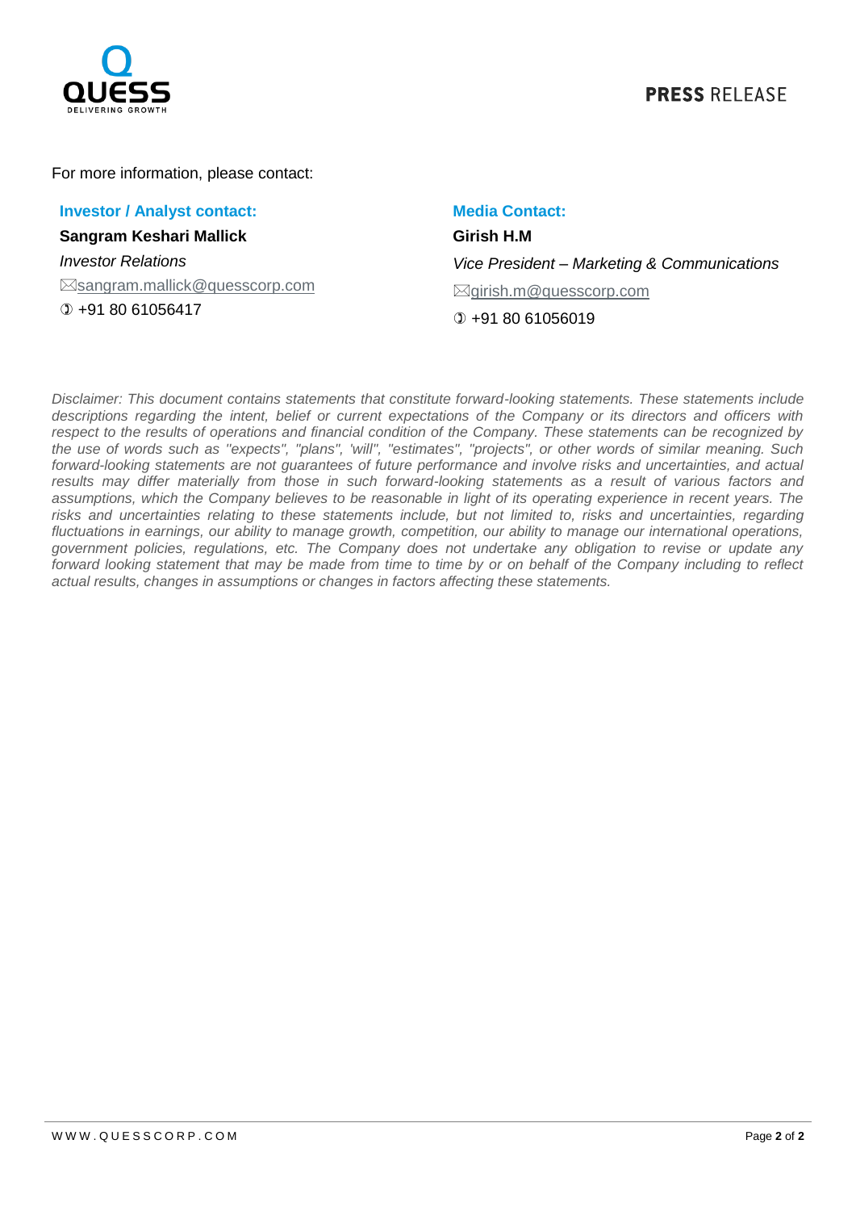For more information, please contact:

**Investor / Analyst contact:**

**Sangram Keshari Mallick**

*Investor Relations*

✉sangram.mallick@quesscorp.com

✆ +91 80 61056417

**Media Contact:**

**Girish H.M**

*Vice President – Marketing & Communications*

✉girish.m@quesscorp.com

✆ +91 80 61056019

*Disclaimer: This document contains statements that constitute forward-looking statements. These statements include descriptions regarding the intent, belief or current expectations of the Company or its directors and officers with respect to the results of operations and financial condition of the Company. These statements can be recognized by the use of words such as "expects", "plans", 'will", "estimates", "projects", or other words of similar meaning. Such forward-looking statements are not guarantees of future performance and involve risks and uncertainties, and actual results may differ materially from those in such forward-looking statements as a result of various factors and assumptions, which the Company believes to be reasonable in light of its operating experience in recent years. The risks and uncertainties relating to these statements include, but not limited to, risks and uncertainties, regarding fluctuations in earnings, our ability to manage growth, competition, our ability to manage our international operations, government policies, regulations, etc. The Company does not undertake any obligation to revise or update any forward looking statement that may be made from time to time by or on behalf of the Company including to reflect actual results, changes in assumptions or changes in factors affecting these statements.*